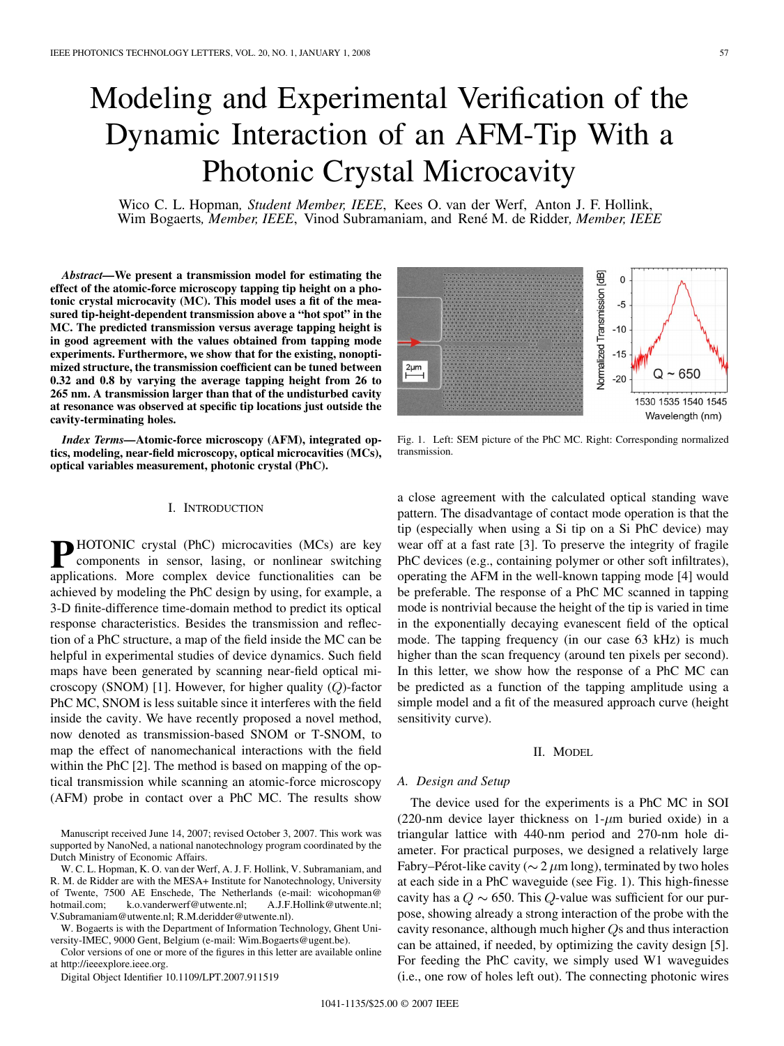# Modeling and Experimental Verification of the Dynamic Interaction of an AFM-Tip With a Photonic Crystal Microcavity

Wico C. L. Hopman, *Student Member, IEEE*, Kees O. van der Werf, Anton J. F. Hollink, Wim Bogaerts, *Member, IEEE*, Vinod Subramaniam, and René M. de Ridder, *Member, IEEE*

***Abstract*—We present a transmission model for estimating the effect of the atomic-force microscopy tapping tip height on a photonic crystal microcavity (MC). This model uses a fit of the measured tip-height-dependent transmission above a "hot spot" in the MC. The predicted transmission versus average tapping height is in good agreement with the values obtained from tapping mode experiments. Furthermore, we show that for the existing, nonoptimized structure, the transmission coefficient can be tuned between 0.32 and 0.8 by varying the average tapping height from 26 to 265 nm. A transmission larger than that of the undisturbed cavity at resonance was observed at specific tip locations just outside the cavity-terminating holes.**

***Index Terms*—Atomic-force microscopy (AFM), integrated optics, modeling, near-field microscopy, optical microcavities (MCs), optical variables measurement, photonic crystal (PhC).**

## I. Introduction

Photonic crystal (PhC) microcavities (MCs) are key components in sensor, lasing, or nonlinear switching applications. More complex device functionalities can be achieved by modeling the PhC design by using, for example, a 3-D finite-difference time-domain method to predict its optical response characteristics. Besides the transmission and reflection of a PhC structure, a map of the field inside the MC can be helpful in experimental studies of device dynamics. Such field maps have been generated by scanning near-field optical microscopy (SNOM) [1]. However, for higher quality ($Q$)-factor PhC MC, SNOM is less suitable since it interferes with the field inside the cavity. We have recently proposed a novel method, now denoted as transmission-based SNOM or T-SNOM, to map the effect of nanomechanical interactions with the field within the PhC [2]. The method is based on mapping of the optical transmission while scanning an atomic-force microscopy (AFM) probe in contact over a PhC MC. The results show a close agreement with the calculated optical standing wave pattern. The disadvantage of contact mode operation is that the tip (especially when using a Si tip on a Si PhC device) may wear off at a fast rate [3]. To preserve the integrity of fragile PhC devices (e.g., containing polymer or other soft infiltrates), operating the AFM in the well-known tapping mode [4] would be preferable. The response of a PhC MC scanned in tapping mode is nontrivial because the height of the tip is varied in time in the exponentially decaying evanescent field of the optical mode. The tapping frequency (in our case 63 kHz) is much higher than the scan frequency (around ten pixels per second). In this letter, we show how the response of a PhC MC can be predicted as a function of the tapping amplitude using a simple model and a fit of the measured approach curve (height sensitivity curve).

Manuscript received June 14, 2007; revised October 3, 2007. This work was supported by NanoNed, a national nanotechnology program coordinated by the Dutch Ministry of Economic Affairs.

W. C. L. Hopman, K. O. van der Werf, A. J. F. Hollink, V. Subramaniam, and R. M. de Ridder are with the MESA+ Institute for Nanotechnology, University of Twente, 7500 AE Enschede, The Netherlands (e-mail: wicohopman@hotmail.com; k.o.vanderwerf@utwente.nl; A.J.F.Hollink@utwente.nl; V.Subramaniam@utwente.nl; R.M.deridder@utwente.nl).

W. Bogaerts is with the Department of Information Technology, Ghent University-IMEC, 9000 Gent, Belgium (e-mail: Wim.Bogaerts@ugent.be).

Color versions of one or more of the figures in this letter are available online at http://ieeexplore.ieee.org.

Digital Object Identifier 10.1109/LPT.2007.911519

Fig. 1. Left: SEM picture of the PhC MC. Right: Corresponding normalized transmission.

## II. Model

### A. Design and Setup

The device used for the experiments is a PhC MC in SOI (220-nm device layer thickness on 1-$\mu$m buried oxide) in a triangular lattice with 440-nm period and 270-nm hole diameter. For practical purposes, we designed a relatively large Fabry–Pérot-like cavity ($\sim 2$ $\mu$m long), terminated by two holes at each side in a PhC waveguide (see Fig. 1). This high-finesse cavity has a $Q \sim 650$. This $Q$-value was sufficient for our purpose, showing already a strong interaction of the probe with the cavity resonance, although much higher $Q$s and thus interaction can be attained, if needed, by optimizing the cavity design [5]. For feeding the PhC cavity, we simply used W1 waveguides (i.e., one row of holes left out). The connecting photonic wires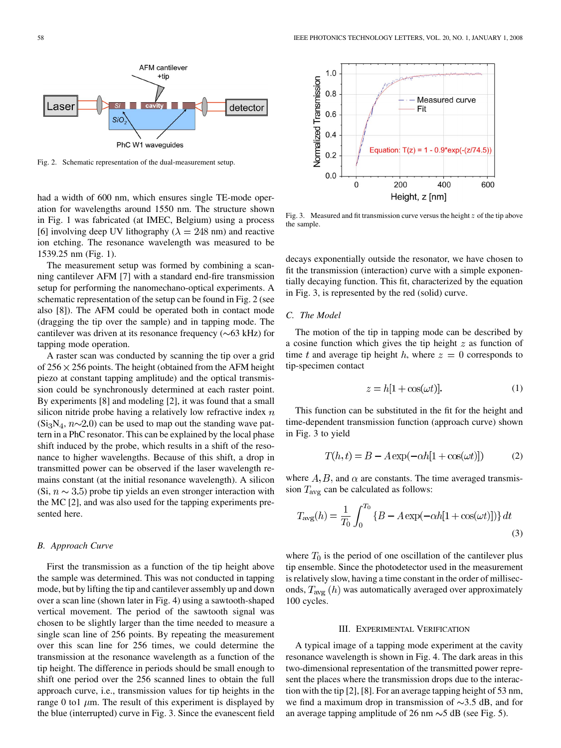Fig. 2. Schematic representation of the dual-measurement setup.

had a width of 600 nm, which ensures single TE-mode operation for wavelengths around 1550 nm. The structure shown in Fig. 1 was fabricated (at IMEC, Belgium) using a process [6] involving deep UV lithography ($\lambda = 248$ nm) and reactive ion etching. The resonance wavelength was measured to be 1539.25 nm (Fig. 1).

The measurement setup was formed by combining a scanning cantilever AFM [7] with a standard end-fire transmission setup for performing the nanomechano-optical experiments. A schematic representation of the setup can be found in Fig. 2 (see also [8]). The AFM could be operated both in contact mode (dragging the tip over the sample) and in tapping mode. The cantilever was driven at its resonance frequency (~63 kHz) for tapping mode operation.

A raster scan was conducted by scanning the tip over a grid of $256 \times 256$ points. The height (obtained from the AFM height piezo at constant tapping amplitude) and the optical transmission could be synchronously determined at each raster point. By experiments [8] and modeling [2], it was found that a small silicon nitride probe having a relatively low refractive index $n$ ($Si_3N_4$, $n$~2.0) can be used to map out the standing wave pattern in a PhC resonator. This can be explained by the local phase shift induced by the probe, which results in a shift of the resonance to higher wavelengths. Because of this shift, a drop in transmitted power can be observed if the laser wavelength remains constant (at the initial resonance wavelength). A silicon (Si, $n \sim 3.5$) probe tip yields an even stronger interaction with the MC [2], and was also used for the tapping experiments presented here.

### B. Approach Curve

First the transmission as a function of the tip height above the sample was determined. This was not conducted in tapping mode, but by lifting the tip and cantilever assembly up and down over a scan line (shown later in Fig. 4) using a sawtooth-shaped vertical movement. The period of the sawtooth signal was chosen to be slightly larger than the time needed to measure a single scan line of 256 points. By repeating the measurement over this scan line for 256 times, we could determine the transmission at the resonance wavelength as a function of the tip height. The difference in periods should be small enough to shift one period over the 256 scanned lines to obtain the full approach curve, i.e., transmission values for tip heights in the range 0 to1 $\mu$m. The result of this experiment is displayed by the blue (interrupted) curve in Fig. 3. Since the evanescent field decays exponentially outside the resonator, we have chosen to fit the transmission (interaction) curve with a simple exponentially decaying function. This fit, characterized by the equation in Fig. 3, is represented by the red (solid) curve.

Fig. 3. Measured and fit transmission curve versus the height $z$ of the tip above the sample.

### C. The Model

The motion of the tip in tapping mode can be described by a cosine function which gives the tip height $z$ as function of time $t$ and average tip height $h$, where $z = 0$ corresponds to tip-specimen contact

$$z = h[1 + \cos(\omega t)]. \tag{1}$$

This function can be substituted in the fit for the height and time-dependent transmission function (approach curve) shown in Fig. 3 to yield

$$T(h,t) = B - A\exp(-\alpha h[1 + \cos(\omega t)]) \tag{2}$$

where $A, B,$ and $\alpha$ are constants. The time averaged transmission $T_{\text{avg}}$ can be calculated as follows:

$$T_{\text{avg}}(h) = \frac{1}{T_0}\int_0^{T_0}\{B - A\exp(-\alpha h[1 + \cos(\omega t)])\}\,dt \tag{3}$$

where $T_0$ is the period of one oscillation of the cantilever plus tip ensemble. Since the photodetector used in the measurement is relatively slow, having a time constant in the order of milliseconds, $T_{\text{avg}}(h)$ was automatically averaged over approximately 100 cycles.

## III. Experimental Verification

A typical image of a tapping mode experiment at the cavity resonance wavelength is shown in Fig. 4. The dark areas in this two-dimensional representation of the transmitted power represent the places where the transmission drops due to the interaction with the tip [2], [8]. For an average tapping height of 53 nm, we find a maximum drop in transmission of ~3.5 dB, and for an average tapping amplitude of 26 nm ~5 dB (see Fig. 5).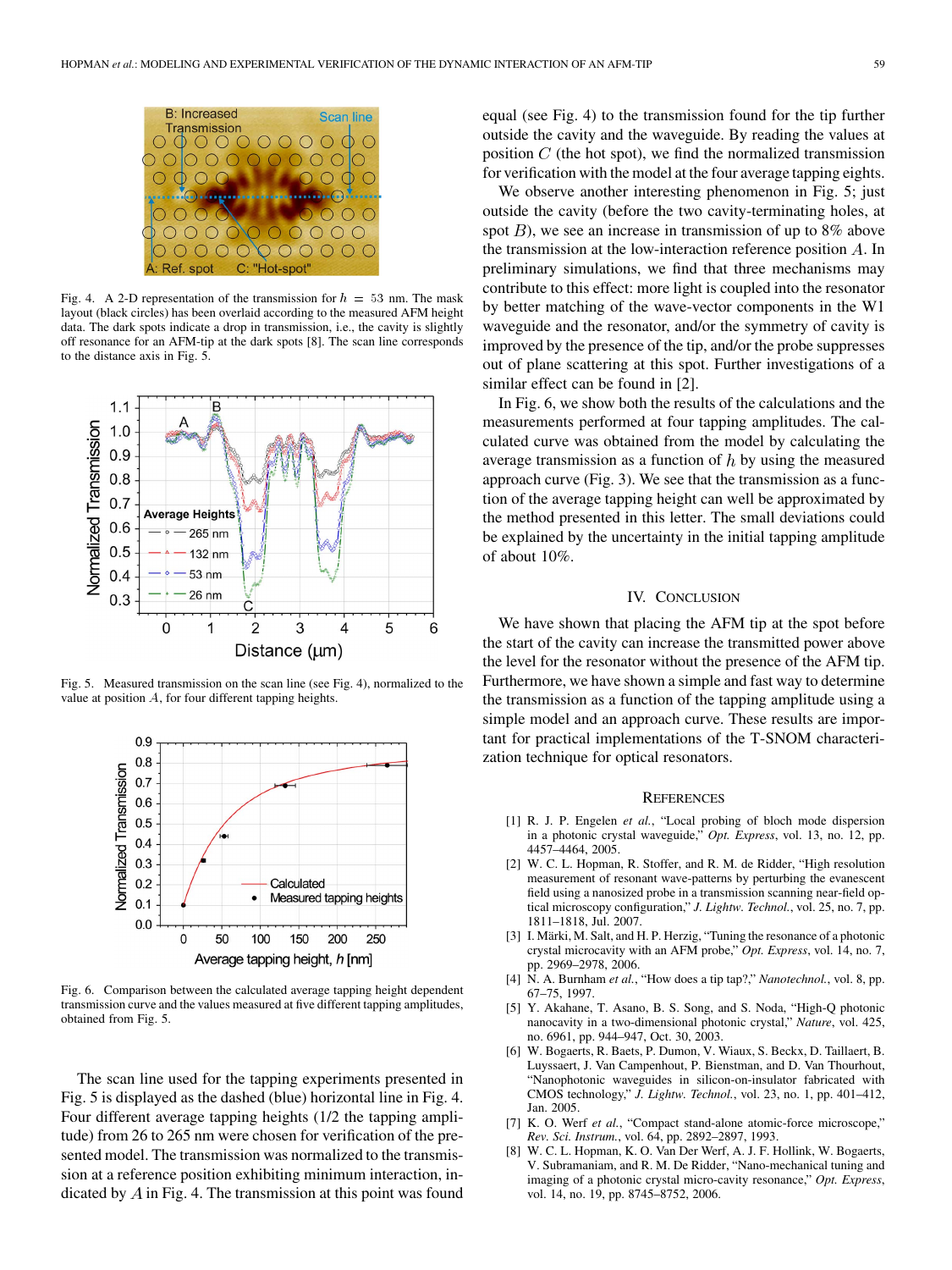B: Increased Transmission

Scan line

A: Ref. spot

C: "Hot-spot"

Fig. 4. A 2-D representation of the transmission for $h = 53$ nm. The mask layout (black circles) has been overlaid according to the measured AFM height data. The dark spots indicate a drop in transmission, i.e., the cavity is slightly off resonance for an AFM-tip at the dark spots [8]. The scan line corresponds to the distance axis in Fig. 5.

Normalized Transmission

1.1
1.0
0.9
0.8
0.7
0.6
0.5
0.4
0.3

A
B
C

Average Heights
265 nm
132 nm
53 nm
26 nm

0 1 2 3 4 5 6

Distance (μm)

Fig. 5. Measured transmission on the scan line (see Fig. 4), normalized to the value at position $A$, for four different tapping heights.

Normalized Transmission

0.9
0.8
0.7
0.6
0.5
0.4
0.3
0.2
0.1
0.0

Calculated
Measured tapping heights

0 50 100 150 200 250

Average tapping height, $h$ [nm]

Fig. 6. Comparison between the calculated average tapping height dependent transmission curve and the values measured at five different tapping amplitudes, obtained from Fig. 5.

The scan line used for the tapping experiments presented in Fig. 5 is displayed as the dashed (blue) horizontal line in Fig. 4. Four different average tapping heights (1/2 the tapping amplitude) from 26 to 265 nm were chosen for verification of the presented model. The transmission was normalized to the transmission at a reference position exhibiting minimum interaction, indicated by $A$ in Fig. 4. The transmission at this point was found equal (see Fig. 4) to the transmission found for the tip further outside the cavity and the waveguide. By reading the values at position $C$ (the hot spot), we find the normalized transmission for verification with the model at the four average tapping eights.

We observe another interesting phenomenon in Fig. 5; just outside the cavity (before the two cavity-terminating holes, at spot $B$), we see an increase in transmission of up to 8% above the transmission at the low-interaction reference position $A$. In preliminary simulations, we find that three mechanisms may contribute to this effect: more light is coupled into the resonator by better matching of the wave-vector components in the W1 waveguide and the resonator, and/or the symmetry of cavity is improved by the presence of the tip, and/or the probe suppresses out of plane scattering at this spot. Further investigations of a similar effect can be found in [2].

In Fig. 6, we show both the results of the calculations and the measurements performed at four tapping amplitudes. The calculated curve was obtained from the model by calculating the average transmission as a function of $h$ by using the measured approach curve (Fig. 3). We see that the transmission as a function of the average tapping height can well be approximated by the method presented in this letter. The small deviations could be explained by the uncertainty in the initial tapping amplitude of about 10%.

## IV. Conclusion

We have shown that placing the AFM tip at the spot before the start of the cavity can increase the transmitted power above the level for the resonator without the presence of the AFM tip. Furthermore, we have shown a simple and fast way to determine the transmission as a function of the tapping amplitude using a simple model and an approach curve. These results are important for practical implementations of the T-SNOM characterization technique for optical resonators.

## References

[1] R. J. P. Engelen *et al.*, "Local probing of bloch mode dispersion in a photonic crystal waveguide," *Opt. Express*, vol. 13, no. 12, pp. 4457–4464, 2005.

[2] W. C. L. Hopman, R. Stoffer, and R. M. de Ridder, "High resolution measurement of resonant wave-patterns by perturbing the evanescent field using a nanosized probe in a transmission scanning near-field optical microscopy configuration," *J. Lightw. Technol.*, vol. 25, no. 7, pp. 1811–1818, Jul. 2007.

[3] I. Märki, M. Salt, and H. P. Herzig, "Tuning the resonance of a photonic crystal microcavity with an AFM probe," *Opt. Express*, vol. 14, no. 7, pp. 2969–2978, 2006.

[4] N. A. Burnham *et al.*, "How does a tip tap?," *Nanotechnol.*, vol. 8, pp. 67–75, 1997.

[5] Y. Akahane, T. Asano, B. S. Song, and S. Noda, "High-Q photonic nanocavity in a two-dimensional photonic crystal," *Nature*, vol. 425, no. 6961, pp. 944–947, Oct. 30, 2003.

[6] W. Bogaerts, R. Baets, P. Dumon, V. Wiaux, S. Beckx, D. Taillaert, B. Luyssaert, J. Van Campenhout, P. Bienstman, and D. Van Thourhout, "Nanophotonic waveguides in silicon-on-insulator fabricated with CMOS technology," *J. Lightw. Technol.*, vol. 23, no. 1, pp. 401–412, Jan. 2005.

[7] K. O. Werf *et al.*, "Compact stand-alone atomic-force microscope," *Rev. Sci. Instrum.*, vol. 64, pp. 2892–2897, 1993.

[8] W. C. L. Hopman, K. O. Van Der Werf, A. J. F. Hollink, W. Bogaerts, V. Subramaniam, and R. M. De Ridder, "Nano-mechanical tuning and imaging of a photonic crystal micro-cavity resonance," *Opt. Express*, vol. 14, no. 19, pp. 8745–8752, 2006.